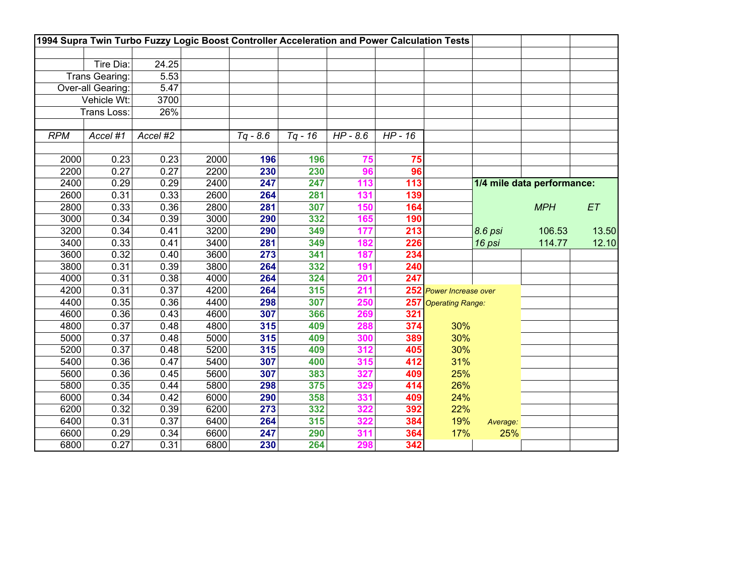# 1994 Supra Twin Turbo Fuzzy Logic Boost Controller Acceleration and Power Calculation Tests

| | |
|---|---|
| Tire Dia: | 24.25 |
| Trans Gearing: | 5.53 |
| Over-all Gearing: | 5.47 |
| Vehicle Wt: | 3700 |
| Trans Loss: | 26% |

| *RPM* | *Accel #1* | *Accel #2* | | *Tq - 8.6* | *Tq - 16* | *HP - 8.6* | *HP - 16* | Power Increase over Operating Range: |
|---|---|---|---|---|---|---|---|---|
| 2000 | 0.23 | 0.23 | 2000 | **196** | **196** | **75** | **75** | |
| 2200 | 0.27 | 0.27 | 2200 | **230** | **230** | **96** | **96** | |
| 2400 | 0.29 | 0.29 | 2400 | **247** | **247** | **113** | **113** | |
| 2600 | 0.31 | 0.33 | 2600 | **264** | **281** | **131** | **139** | |
| 2800 | 0.33 | 0.36 | 2800 | **281** | **307** | **150** | **164** | |
| 3000 | 0.34 | 0.39 | 3000 | **290** | **332** | **165** | **190** | |
| 3200 | 0.34 | 0.41 | 3200 | **290** | **349** | **177** | **213** | |
| 3400 | 0.33 | 0.41 | 3400 | **281** | **349** | **182** | **226** | |
| 3600 | 0.32 | 0.40 | 3600 | **273** | **341** | **187** | **234** | |
| 3800 | 0.31 | 0.39 | 3800 | **264** | **332** | **191** | **240** | |
| 4000 | 0.31 | 0.38 | 4000 | **264** | **324** | **201** | **247** | |
| 4200 | 0.31 | 0.37 | 4200 | **264** | **315** | **211** | **252** | |
| 4400 | 0.35 | 0.36 | 4400 | **298** | **307** | **250** | **257** | |
| 4600 | 0.36 | 0.43 | 4600 | **307** | **366** | **269** | **321** | |
| 4800 | 0.37 | 0.48 | 4800 | **315** | **409** | **288** | **374** | 30% |
| 5000 | 0.37 | 0.48 | 5000 | **315** | **409** | **300** | **389** | 30% |
| 5200 | 0.37 | 0.48 | 5200 | **315** | **409** | **312** | **405** | 30% |
| 5400 | 0.36 | 0.47 | 5400 | **307** | **400** | **315** | **412** | 31% |
| 5600 | 0.36 | 0.45 | 5600 | **307** | **383** | **327** | **409** | 25% |
| 5800 | 0.35 | 0.44 | 5800 | **298** | **375** | **329** | **414** | 26% |
| 6000 | 0.34 | 0.42 | 6000 | **290** | **358** | **331** | **409** | 24% |
| 6200 | 0.32 | 0.39 | 6200 | **273** | **332** | **322** | **392** | 22% |
| 6400 | 0.31 | 0.37 | 6400 | **264** | **315** | **322** | **384** | 19% |
| 6600 | 0.29 | 0.34 | 6600 | **247** | **290** | **311** | **364** | 17% |
| 6800 | 0.27 | 0.31 | 6800 | **230** | **264** | **298** | **342** | |

*Average:* 25%

**1/4 mile data performance:**

| | *MPH* | *ET* |
|---|---|---|
| *8.6 psi* | 106.53 | 13.50 |
| *16 psi* | 114.77 | 12.10 |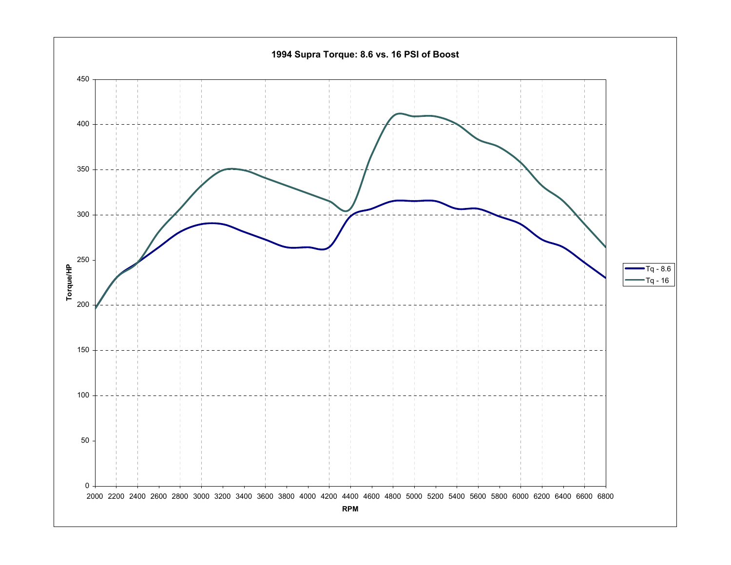**1994 Supra Torque: 8.6 vs. 16 PSI of Boost**

Torque/HP

0, 50, 100, 150, 200, 250, 300, 350, 400, 450

RPM

2000, 2200, 2400, 2600, 2800, 3000, 3200, 3400, 3600, 3800, 4000, 4200, 4400, 4600, 4800, 5000, 5200, 5400, 5600, 5800, 6000, 6200, 6400, 6600, 6800

- Tq - 8.6
- Tq - 16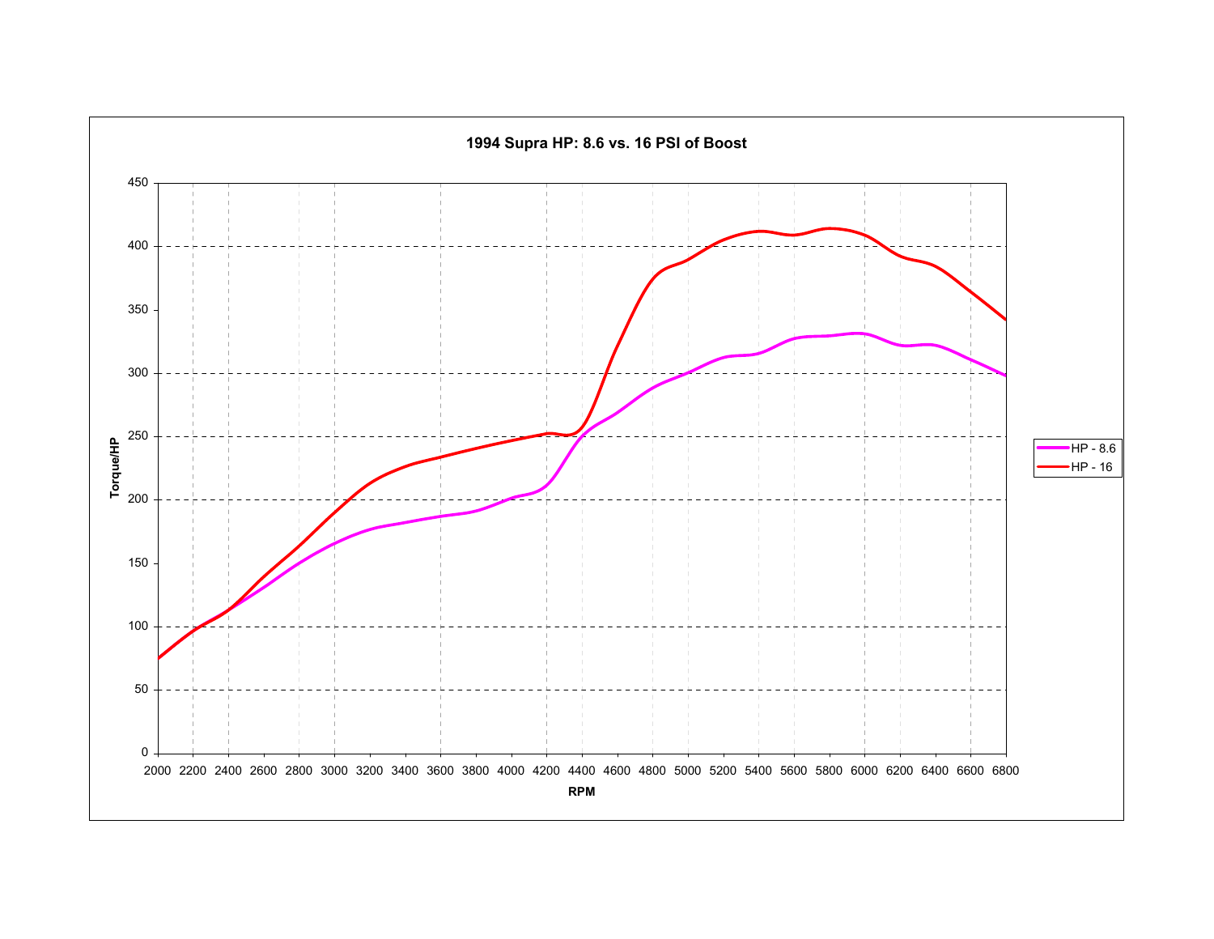**1994 Supra HP: 8.6 vs. 16 PSI of Boost**

Torque/HP

0, 50, 100, 150, 200, 250, 300, 350, 400, 450

2000, 2200, 2400, 2600, 2800, 3000, 3200, 3400, 3600, 3800, 4000, 4200, 4400, 4600, 4800, 5000, 5200, 5400, 5600, 5800, 6000, 6200, 6400, 6600, 6800

RPM

HP - 8.6

HP - 16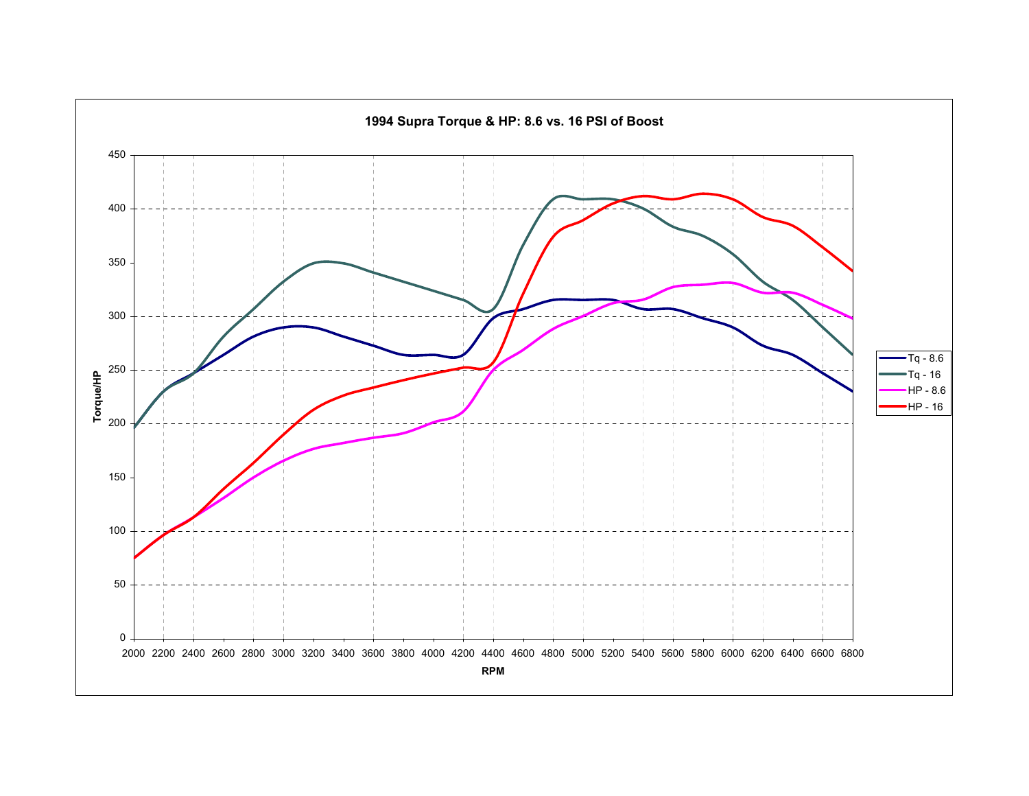**1994 Supra Torque & HP: 8.6 vs. 16 PSI of Boost**

Torque/HP

RPM

- Tq - 8.6
- Tq - 16
- HP - 8.6
- HP - 16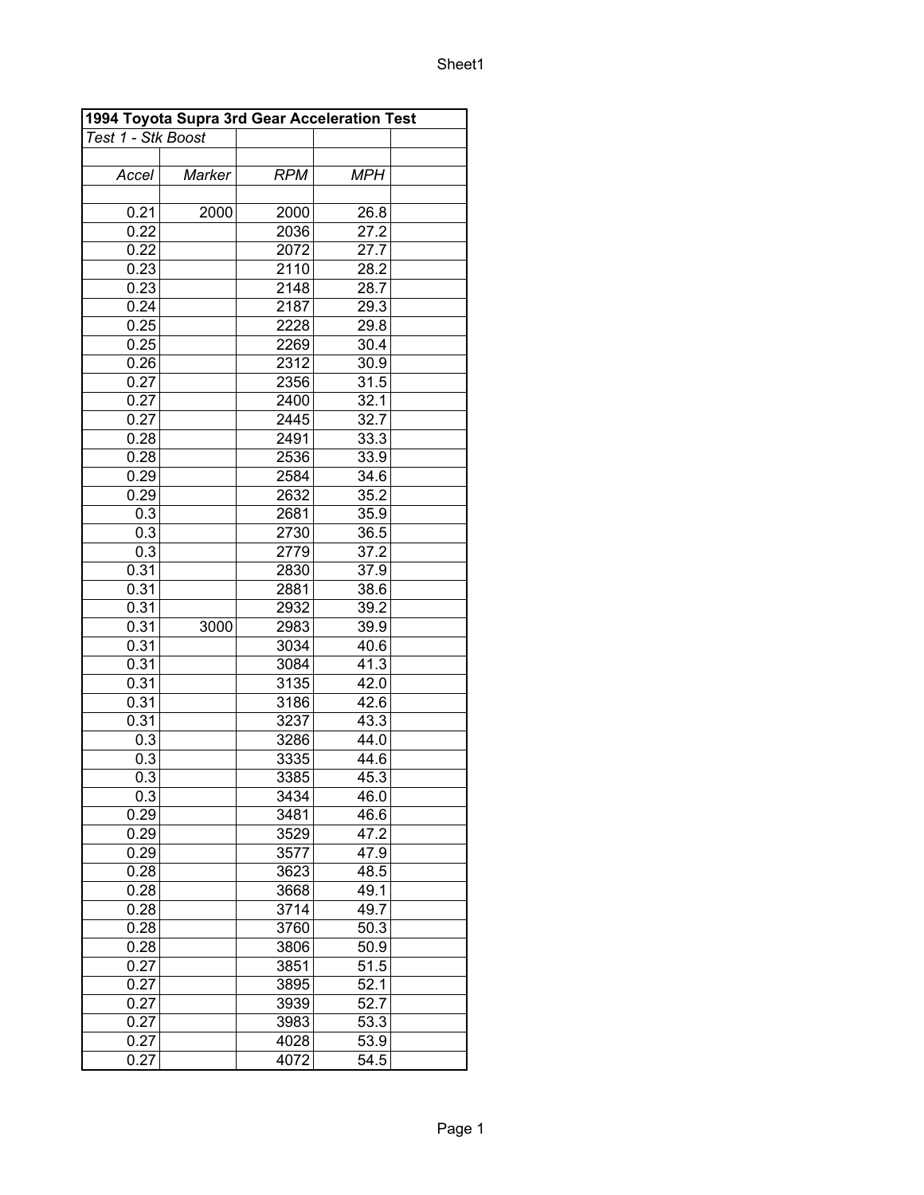| 1994 Toyota Supra 3rd Gear Acceleration Test | | | | |
|---|---|---|---|---|
| *Test 1 - Stk Boost* | | | | |
| | | | | |
| *Accel* | *Marker* | *RPM* | *MPH* | |
| | | | | |
| 0.21 | 2000 | 2000 | 26.8 | |
| 0.22 | | 2036 | 27.2 | |
| 0.22 | | 2072 | 27.7 | |
| 0.23 | | 2110 | 28.2 | |
| 0.23 | | 2148 | 28.7 | |
| 0.24 | | 2187 | 29.3 | |
| 0.25 | | 2228 | 29.8 | |
| 0.25 | | 2269 | 30.4 | |
| 0.26 | | 2312 | 30.9 | |
| 0.27 | | 2356 | 31.5 | |
| 0.27 | | 2400 | 32.1 | |
| 0.27 | | 2445 | 32.7 | |
| 0.28 | | 2491 | 33.3 | |
| 0.28 | | 2536 | 33.9 | |
| 0.29 | | 2584 | 34.6 | |
| 0.29 | | 2632 | 35.2 | |
| 0.3 | | 2681 | 35.9 | |
| 0.3 | | 2730 | 36.5 | |
| 0.3 | | 2779 | 37.2 | |
| 0.31 | | 2830 | 37.9 | |
| 0.31 | | 2881 | 38.6 | |
| 0.31 | | 2932 | 39.2 | |
| 0.31 | 3000 | 2983 | 39.9 | |
| 0.31 | | 3034 | 40.6 | |
| 0.31 | | 3084 | 41.3 | |
| 0.31 | | 3135 | 42.0 | |
| 0.31 | | 3186 | 42.6 | |
| 0.31 | | 3237 | 43.3 | |
| 0.3 | | 3286 | 44.0 | |
| 0.3 | | 3335 | 44.6 | |
| 0.3 | | 3385 | 45.3 | |
| 0.3 | | 3434 | 46.0 | |
| 0.29 | | 3481 | 46.6 | |
| 0.29 | | 3529 | 47.2 | |
| 0.29 | | 3577 | 47.9 | |
| 0.28 | | 3623 | 48.5 | |
| 0.28 | | 3668 | 49.1 | |
| 0.28 | | 3714 | 49.7 | |
| 0.28 | | 3760 | 50.3 | |
| 0.28 | | 3806 | 50.9 | |
| 0.27 | | 3851 | 51.5 | |
| 0.27 | | 3895 | 52.1 | |
| 0.27 | | 3939 | 52.7 | |
| 0.27 | | 3983 | 53.3 | |
| 0.27 | | 4028 | 53.9 | |
| 0.27 | | 4072 | 54.5 | |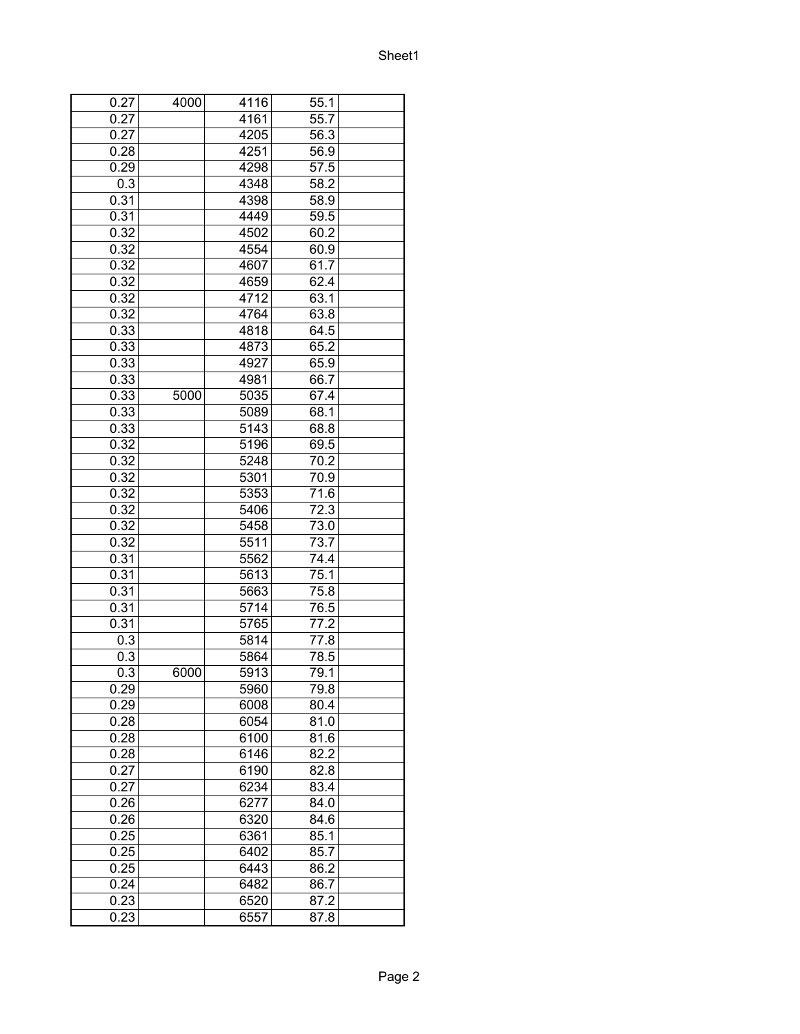|  |  |  |  |  |
|---|---|---|---|---|
| 0.27 | 4000 | 4116 | 55.1 |  |
| 0.27 |  | 4161 | 55.7 |  |
| 0.27 |  | 4205 | 56.3 |  |
| 0.28 |  | 4251 | 56.9 |  |
| 0.29 |  | 4298 | 57.5 |  |
| 0.3 |  | 4348 | 58.2 |  |
| 0.31 |  | 4398 | 58.9 |  |
| 0.31 |  | 4449 | 59.5 |  |
| 0.32 |  | 4502 | 60.2 |  |
| 0.32 |  | 4554 | 60.9 |  |
| 0.32 |  | 4607 | 61.7 |  |
| 0.32 |  | 4659 | 62.4 |  |
| 0.32 |  | 4712 | 63.1 |  |
| 0.32 |  | 4764 | 63.8 |  |
| 0.33 |  | 4818 | 64.5 |  |
| 0.33 |  | 4873 | 65.2 |  |
| 0.33 |  | 4927 | 65.9 |  |
| 0.33 |  | 4981 | 66.7 |  |
| 0.33 | 5000 | 5035 | 67.4 |  |
| 0.33 |  | 5089 | 68.1 |  |
| 0.33 |  | 5143 | 68.8 |  |
| 0.32 |  | 5196 | 69.5 |  |
| 0.32 |  | 5248 | 70.2 |  |
| 0.32 |  | 5301 | 70.9 |  |
| 0.32 |  | 5353 | 71.6 |  |
| 0.32 |  | 5406 | 72.3 |  |
| 0.32 |  | 5458 | 73.0 |  |
| 0.32 |  | 5511 | 73.7 |  |
| 0.31 |  | 5562 | 74.4 |  |
| 0.31 |  | 5613 | 75.1 |  |
| 0.31 |  | 5663 | 75.8 |  |
| 0.31 |  | 5714 | 76.5 |  |
| 0.31 |  | 5765 | 77.2 |  |
| 0.3 |  | 5814 | 77.8 |  |
| 0.3 |  | 5864 | 78.5 |  |
| 0.3 | 6000 | 5913 | 79.1 |  |
| 0.29 |  | 5960 | 79.8 |  |
| 0.29 |  | 6008 | 80.4 |  |
| 0.28 |  | 6054 | 81.0 |  |
| 0.28 |  | 6100 | 81.6 |  |
| 0.28 |  | 6146 | 82.2 |  |
| 0.27 |  | 6190 | 82.8 |  |
| 0.27 |  | 6234 | 83.4 |  |
| 0.26 |  | 6277 | 84.0 |  |
| 0.26 |  | 6320 | 84.6 |  |
| 0.25 |  | 6361 | 85.1 |  |
| 0.25 |  | 6402 | 85.7 |  |
| 0.25 |  | 6443 | 86.2 |  |
| 0.24 |  | 6482 | 86.7 |  |
| 0.23 |  | 6520 | 87.2 |  |
| 0.23 |  | 6557 | 87.8 |  |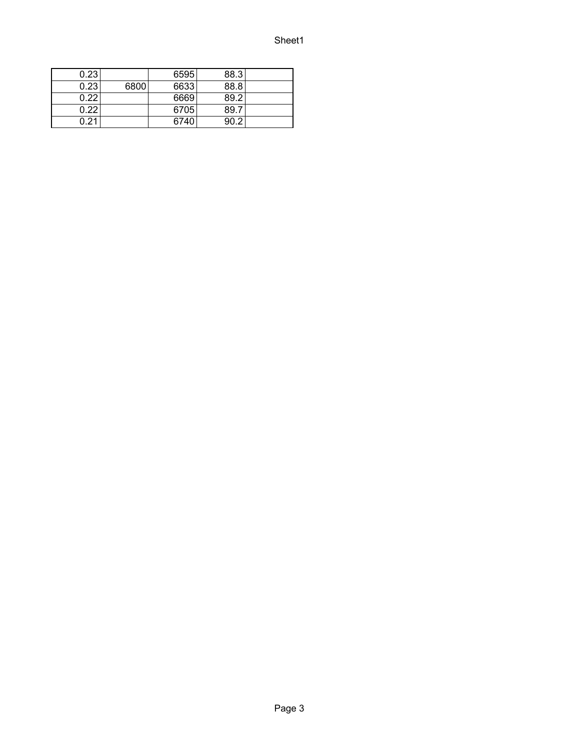| | | | | |
|---|---|---|---|---|
| 0.23 | | 6595 | 88.3 | |
| 0.23 | 6800 | 6633 | 88.8 | |
| 0.22 | | 6669 | 89.2 | |
| 0.22 | | 6705 | 89.7 | |
| 0.21 | | 6740 | 90.2 | |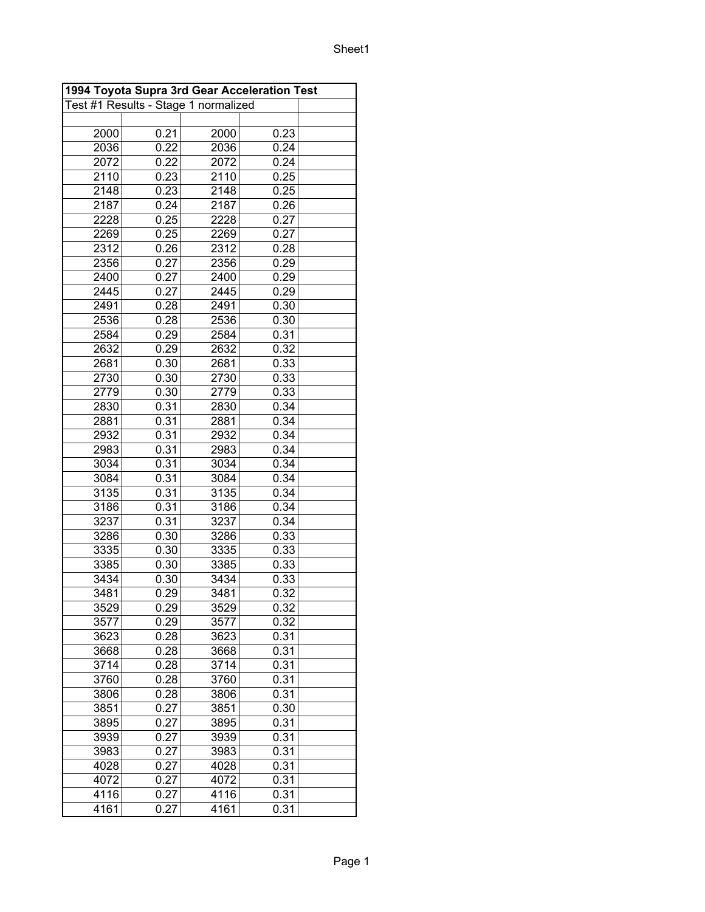| 1994 Toyota Supra 3rd Gear Acceleration Test | | | | |
|---|---|---|---|---|
| Test #1 Results - Stage 1 normalized | | | | |
| | | | | |
| 2000 | 0.21 | 2000 | 0.23 | |
| 2036 | 0.22 | 2036 | 0.24 | |
| 2072 | 0.22 | 2072 | 0.24 | |
| 2110 | 0.23 | 2110 | 0.25 | |
| 2148 | 0.23 | 2148 | 0.25 | |
| 2187 | 0.24 | 2187 | 0.26 | |
| 2228 | 0.25 | 2228 | 0.27 | |
| 2269 | 0.25 | 2269 | 0.27 | |
| 2312 | 0.26 | 2312 | 0.28 | |
| 2356 | 0.27 | 2356 | 0.29 | |
| 2400 | 0.27 | 2400 | 0.29 | |
| 2445 | 0.27 | 2445 | 0.29 | |
| 2491 | 0.28 | 2491 | 0.30 | |
| 2536 | 0.28 | 2536 | 0.30 | |
| 2584 | 0.29 | 2584 | 0.31 | |
| 2632 | 0.29 | 2632 | 0.32 | |
| 2681 | 0.30 | 2681 | 0.33 | |
| 2730 | 0.30 | 2730 | 0.33 | |
| 2779 | 0.30 | 2779 | 0.33 | |
| 2830 | 0.31 | 2830 | 0.34 | |
| 2881 | 0.31 | 2881 | 0.34 | |
| 2932 | 0.31 | 2932 | 0.34 | |
| 2983 | 0.31 | 2983 | 0.34 | |
| 3034 | 0.31 | 3034 | 0.34 | |
| 3084 | 0.31 | 3084 | 0.34 | |
| 3135 | 0.31 | 3135 | 0.34 | |
| 3186 | 0.31 | 3186 | 0.34 | |
| 3237 | 0.31 | 3237 | 0.34 | |
| 3286 | 0.30 | 3286 | 0.33 | |
| 3335 | 0.30 | 3335 | 0.33 | |
| 3385 | 0.30 | 3385 | 0.33 | |
| 3434 | 0.30 | 3434 | 0.33 | |
| 3481 | 0.29 | 3481 | 0.32 | |
| 3529 | 0.29 | 3529 | 0.32 | |
| 3577 | 0.29 | 3577 | 0.32 | |
| 3623 | 0.28 | 3623 | 0.31 | |
| 3668 | 0.28 | 3668 | 0.31 | |
| 3714 | 0.28 | 3714 | 0.31 | |
| 3760 | 0.28 | 3760 | 0.31 | |
| 3806 | 0.28 | 3806 | 0.31 | |
| 3851 | 0.27 | 3851 | 0.30 | |
| 3895 | 0.27 | 3895 | 0.31 | |
| 3939 | 0.27 | 3939 | 0.31 | |
| 3983 | 0.27 | 3983 | 0.31 | |
| 4028 | 0.27 | 4028 | 0.31 | |
| 4072 | 0.27 | 4072 | 0.31 | |
| 4116 | 0.27 | 4116 | 0.31 | |
| 4161 | 0.27 | 4161 | 0.31 | |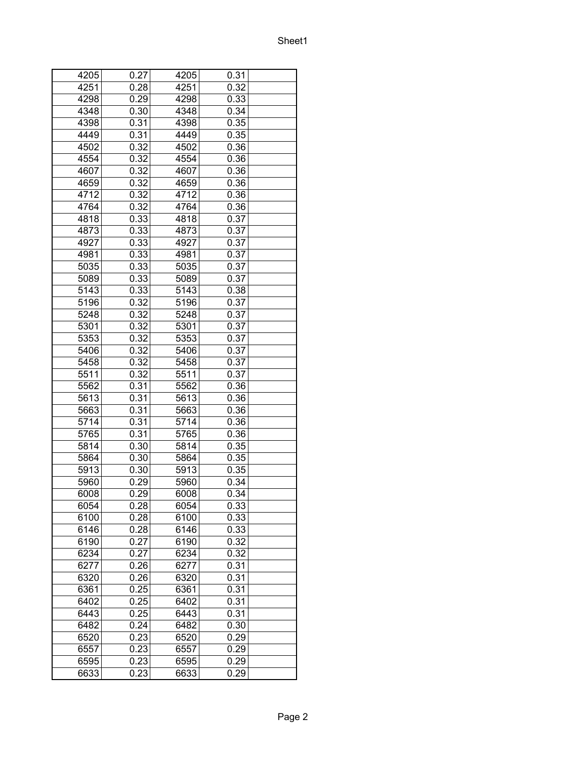| | | | | |
|---|---|---|---|---|
| 4205 | 0.27 | 4205 | 0.31 | |
| 4251 | 0.28 | 4251 | 0.32 | |
| 4298 | 0.29 | 4298 | 0.33 | |
| 4348 | 0.30 | 4348 | 0.34 | |
| 4398 | 0.31 | 4398 | 0.35 | |
| 4449 | 0.31 | 4449 | 0.35 | |
| 4502 | 0.32 | 4502 | 0.36 | |
| 4554 | 0.32 | 4554 | 0.36 | |
| 4607 | 0.32 | 4607 | 0.36 | |
| 4659 | 0.32 | 4659 | 0.36 | |
| 4712 | 0.32 | 4712 | 0.36 | |
| 4764 | 0.32 | 4764 | 0.36 | |
| 4818 | 0.33 | 4818 | 0.37 | |
| 4873 | 0.33 | 4873 | 0.37 | |
| 4927 | 0.33 | 4927 | 0.37 | |
| 4981 | 0.33 | 4981 | 0.37 | |
| 5035 | 0.33 | 5035 | 0.37 | |
| 5089 | 0.33 | 5089 | 0.37 | |
| 5143 | 0.33 | 5143 | 0.38 | |
| 5196 | 0.32 | 5196 | 0.37 | |
| 5248 | 0.32 | 5248 | 0.37 | |
| 5301 | 0.32 | 5301 | 0.37 | |
| 5353 | 0.32 | 5353 | 0.37 | |
| 5406 | 0.32 | 5406 | 0.37 | |
| 5458 | 0.32 | 5458 | 0.37 | |
| 5511 | 0.32 | 5511 | 0.37 | |
| 5562 | 0.31 | 5562 | 0.36 | |
| 5613 | 0.31 | 5613 | 0.36 | |
| 5663 | 0.31 | 5663 | 0.36 | |
| 5714 | 0.31 | 5714 | 0.36 | |
| 5765 | 0.31 | 5765 | 0.36 | |
| 5814 | 0.30 | 5814 | 0.35 | |
| 5864 | 0.30 | 5864 | 0.35 | |
| 5913 | 0.30 | 5913 | 0.35 | |
| 5960 | 0.29 | 5960 | 0.34 | |
| 6008 | 0.29 | 6008 | 0.34 | |
| 6054 | 0.28 | 6054 | 0.33 | |
| 6100 | 0.28 | 6100 | 0.33 | |
| 6146 | 0.28 | 6146 | 0.33 | |
| 6190 | 0.27 | 6190 | 0.32 | |
| 6234 | 0.27 | 6234 | 0.32 | |
| 6277 | 0.26 | 6277 | 0.31 | |
| 6320 | 0.26 | 6320 | 0.31 | |
| 6361 | 0.25 | 6361 | 0.31 | |
| 6402 | 0.25 | 6402 | 0.31 | |
| 6443 | 0.25 | 6443 | 0.31 | |
| 6482 | 0.24 | 6482 | 0.30 | |
| 6520 | 0.23 | 6520 | 0.29 | |
| 6557 | 0.23 | 6557 | 0.29 | |
| 6595 | 0.23 | 6595 | 0.29 | |
| 6633 | 0.23 | 6633 | 0.29 | |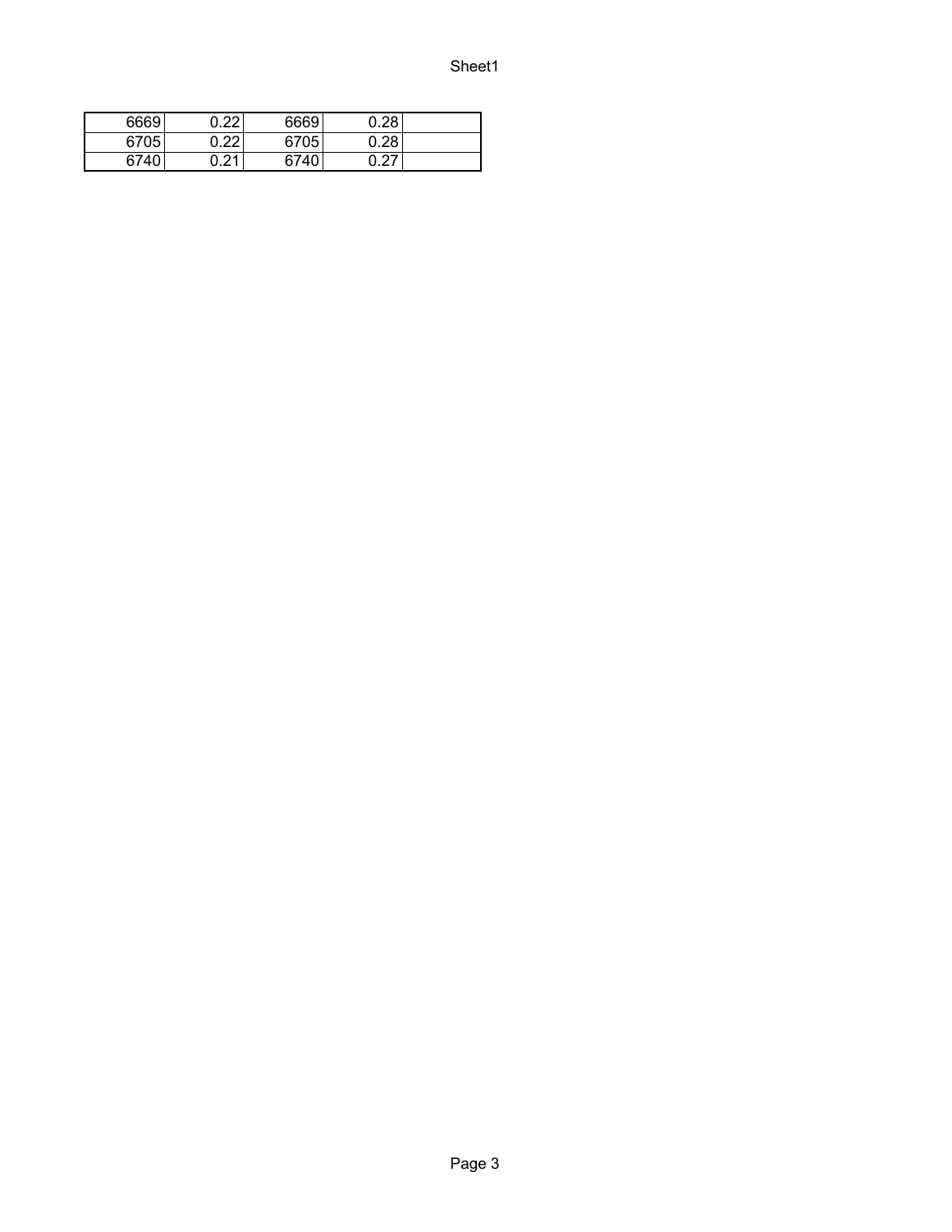| | | | | |
|---|---|---|---|---|
| 6669 | 0.22 | 6669 | 0.28 | |
| 6705 | 0.22 | 6705 | 0.28 | |
| 6740 | 0.21 | 6740 | 0.27 | |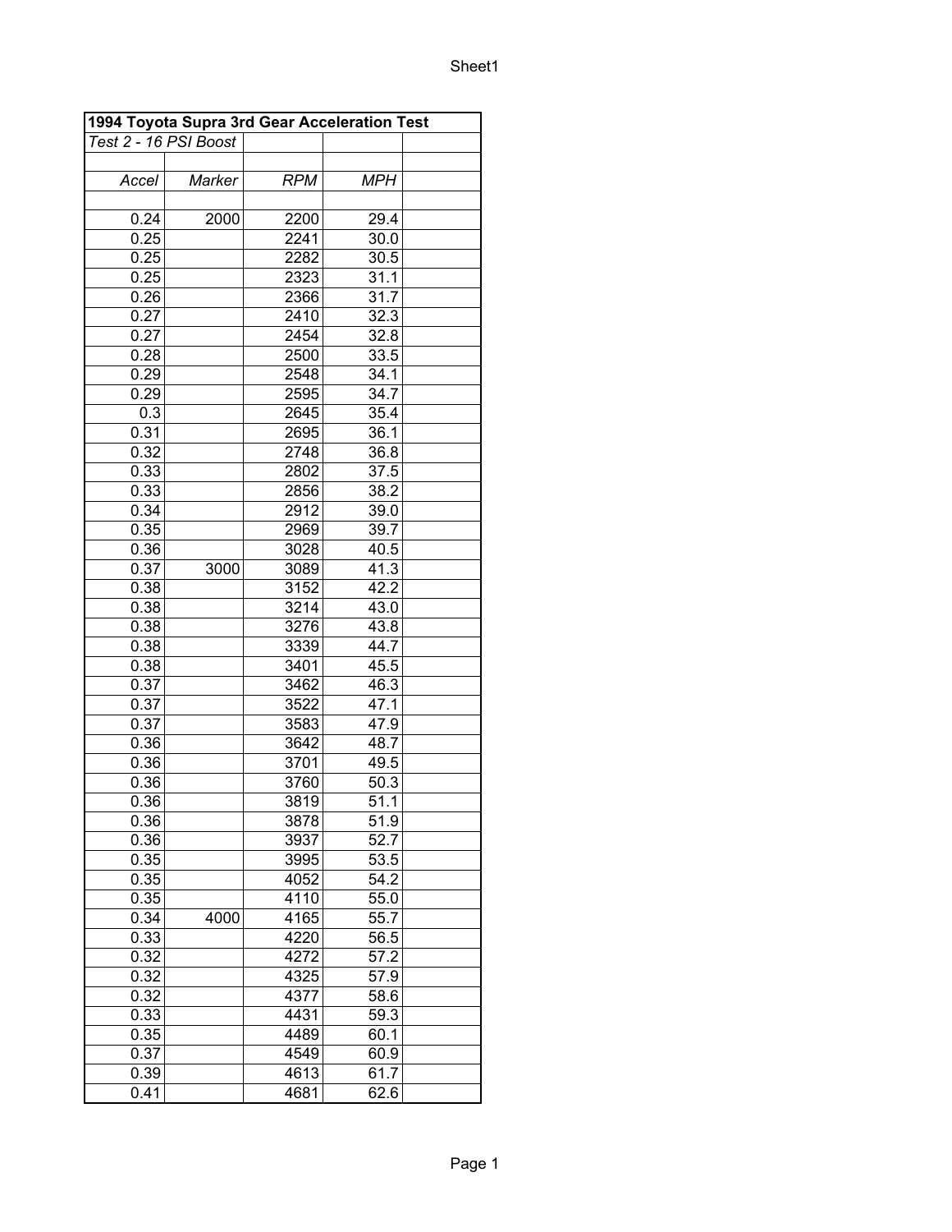| 1994 Toyota Supra 3rd Gear Acceleration Test | | | | |
|---|---|---|---|---|
| *Test 2 - 16 PSI Boost* | | | | |
| | | | | |
| *Accel* | *Marker* | *RPM* | *MPH* | |
| | | | | |
| 0.24 | 2000 | 2200 | 29.4 | |
| 0.25 | | 2241 | 30.0 | |
| 0.25 | | 2282 | 30.5 | |
| 0.25 | | 2323 | 31.1 | |
| 0.26 | | 2366 | 31.7 | |
| 0.27 | | 2410 | 32.3 | |
| 0.27 | | 2454 | 32.8 | |
| 0.28 | | 2500 | 33.5 | |
| 0.29 | | 2548 | 34.1 | |
| 0.29 | | 2595 | 34.7 | |
| 0.3 | | 2645 | 35.4 | |
| 0.31 | | 2695 | 36.1 | |
| 0.32 | | 2748 | 36.8 | |
| 0.33 | | 2802 | 37.5 | |
| 0.33 | | 2856 | 38.2 | |
| 0.34 | | 2912 | 39.0 | |
| 0.35 | | 2969 | 39.7 | |
| 0.36 | | 3028 | 40.5 | |
| 0.37 | 3000 | 3089 | 41.3 | |
| 0.38 | | 3152 | 42.2 | |
| 0.38 | | 3214 | 43.0 | |
| 0.38 | | 3276 | 43.8 | |
| 0.38 | | 3339 | 44.7 | |
| 0.38 | | 3401 | 45.5 | |
| 0.37 | | 3462 | 46.3 | |
| 0.37 | | 3522 | 47.1 | |
| 0.37 | | 3583 | 47.9 | |
| 0.36 | | 3642 | 48.7 | |
| 0.36 | | 3701 | 49.5 | |
| 0.36 | | 3760 | 50.3 | |
| 0.36 | | 3819 | 51.1 | |
| 0.36 | | 3878 | 51.9 | |
| 0.36 | | 3937 | 52.7 | |
| 0.35 | | 3995 | 53.5 | |
| 0.35 | | 4052 | 54.2 | |
| 0.35 | | 4110 | 55.0 | |
| 0.34 | 4000 | 4165 | 55.7 | |
| 0.33 | | 4220 | 56.5 | |
| 0.32 | | 4272 | 57.2 | |
| 0.32 | | 4325 | 57.9 | |
| 0.32 | | 4377 | 58.6 | |
| 0.33 | | 4431 | 59.3 | |
| 0.35 | | 4489 | 60.1 | |
| 0.37 | | 4549 | 60.9 | |
| 0.39 | | 4613 | 61.7 | |
| 0.41 | | 4681 | 62.6 | |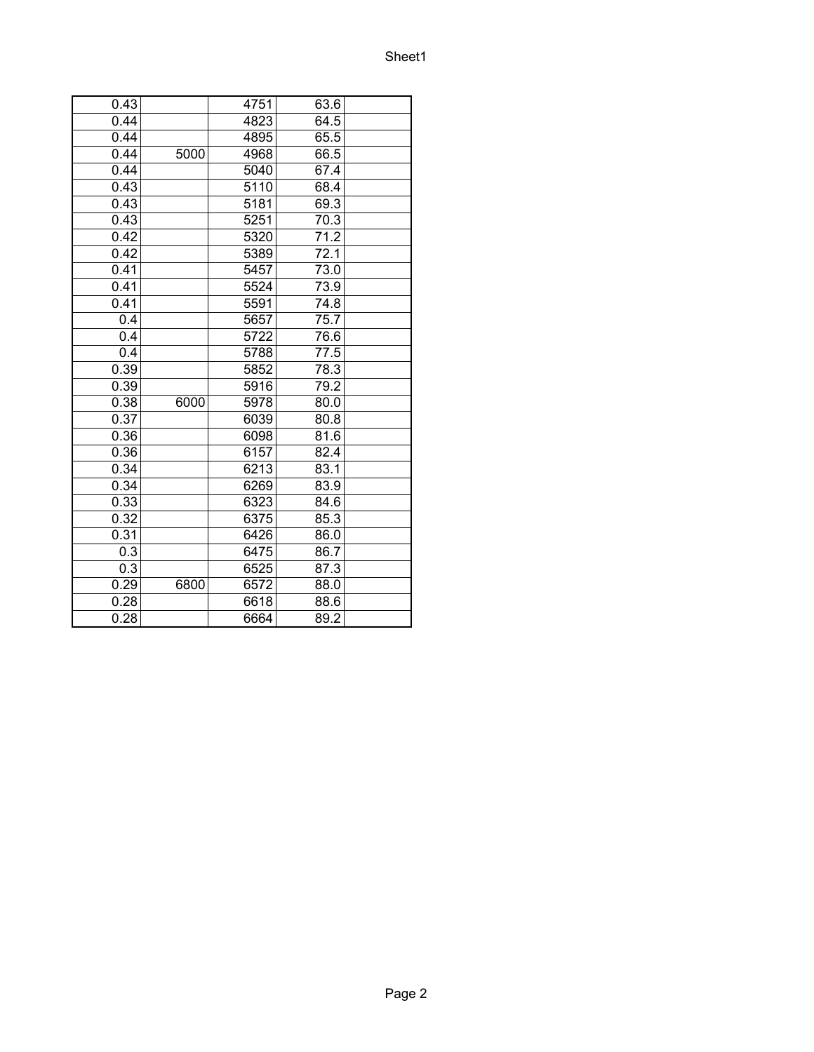| | | | | |
|---|---|---|---|---|
| 0.43 | | 4751 | 63.6 | |
| 0.44 | | 4823 | 64.5 | |
| 0.44 | | 4895 | 65.5 | |
| 0.44 | 5000 | 4968 | 66.5 | |
| 0.44 | | 5040 | 67.4 | |
| 0.43 | | 5110 | 68.4 | |
| 0.43 | | 5181 | 69.3 | |
| 0.43 | | 5251 | 70.3 | |
| 0.42 | | 5320 | 71.2 | |
| 0.42 | | 5389 | 72.1 | |
| 0.41 | | 5457 | 73.0 | |
| 0.41 | | 5524 | 73.9 | |
| 0.41 | | 5591 | 74.8 | |
| 0.4 | | 5657 | 75.7 | |
| 0.4 | | 5722 | 76.6 | |
| 0.4 | | 5788 | 77.5 | |
| 0.39 | | 5852 | 78.3 | |
| 0.39 | | 5916 | 79.2 | |
| 0.38 | 6000 | 5978 | 80.0 | |
| 0.37 | | 6039 | 80.8 | |
| 0.36 | | 6098 | 81.6 | |
| 0.36 | | 6157 | 82.4 | |
| 0.34 | | 6213 | 83.1 | |
| 0.34 | | 6269 | 83.9 | |
| 0.33 | | 6323 | 84.6 | |
| 0.32 | | 6375 | 85.3 | |
| 0.31 | | 6426 | 86.0 | |
| 0.3 | | 6475 | 86.7 | |
| 0.3 | | 6525 | 87.3 | |
| 0.29 | 6800 | 6572 | 88.0 | |
| 0.28 | | 6618 | 88.6 | |
| 0.28 | | 6664 | 89.2 | |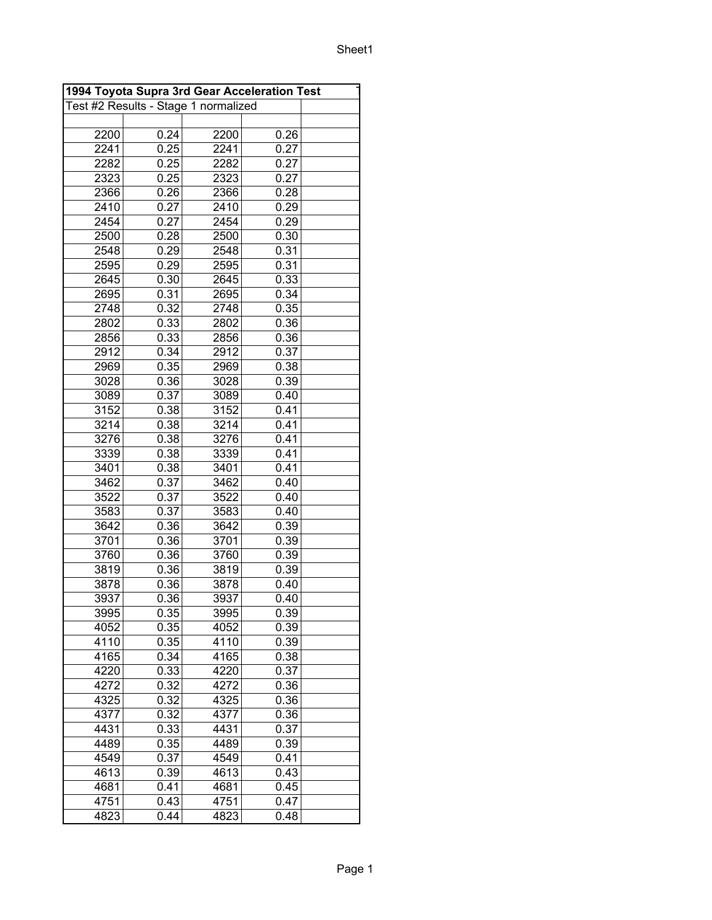| 1994 Toyota Supra 3rd Gear Acceleration Test | | | | |
|---|---|---|---|---|
| Test #2 Results - Stage 1 normalized | | | | |
| | | | | |
| 2200 | 0.24 | 2200 | 0.26 | |
| 2241 | 0.25 | 2241 | 0.27 | |
| 2282 | 0.25 | 2282 | 0.27 | |
| 2323 | 0.25 | 2323 | 0.27 | |
| 2366 | 0.26 | 2366 | 0.28 | |
| 2410 | 0.27 | 2410 | 0.29 | |
| 2454 | 0.27 | 2454 | 0.29 | |
| 2500 | 0.28 | 2500 | 0.30 | |
| 2548 | 0.29 | 2548 | 0.31 | |
| 2595 | 0.29 | 2595 | 0.31 | |
| 2645 | 0.30 | 2645 | 0.33 | |
| 2695 | 0.31 | 2695 | 0.34 | |
| 2748 | 0.32 | 2748 | 0.35 | |
| 2802 | 0.33 | 2802 | 0.36 | |
| 2856 | 0.33 | 2856 | 0.36 | |
| 2912 | 0.34 | 2912 | 0.37 | |
| 2969 | 0.35 | 2969 | 0.38 | |
| 3028 | 0.36 | 3028 | 0.39 | |
| 3089 | 0.37 | 3089 | 0.40 | |
| 3152 | 0.38 | 3152 | 0.41 | |
| 3214 | 0.38 | 3214 | 0.41 | |
| 3276 | 0.38 | 3276 | 0.41 | |
| 3339 | 0.38 | 3339 | 0.41 | |
| 3401 | 0.38 | 3401 | 0.41 | |
| 3462 | 0.37 | 3462 | 0.40 | |
| 3522 | 0.37 | 3522 | 0.40 | |
| 3583 | 0.37 | 3583 | 0.40 | |
| 3642 | 0.36 | 3642 | 0.39 | |
| 3701 | 0.36 | 3701 | 0.39 | |
| 3760 | 0.36 | 3760 | 0.39 | |
| 3819 | 0.36 | 3819 | 0.39 | |
| 3878 | 0.36 | 3878 | 0.40 | |
| 3937 | 0.36 | 3937 | 0.40 | |
| 3995 | 0.35 | 3995 | 0.39 | |
| 4052 | 0.35 | 4052 | 0.39 | |
| 4110 | 0.35 | 4110 | 0.39 | |
| 4165 | 0.34 | 4165 | 0.38 | |
| 4220 | 0.33 | 4220 | 0.37 | |
| 4272 | 0.32 | 4272 | 0.36 | |
| 4325 | 0.32 | 4325 | 0.36 | |
| 4377 | 0.32 | 4377 | 0.36 | |
| 4431 | 0.33 | 4431 | 0.37 | |
| 4489 | 0.35 | 4489 | 0.39 | |
| 4549 | 0.37 | 4549 | 0.41 | |
| 4613 | 0.39 | 4613 | 0.43 | |
| 4681 | 0.41 | 4681 | 0.45 | |
| 4751 | 0.43 | 4751 | 0.47 | |
| 4823 | 0.44 | 4823 | 0.48 | |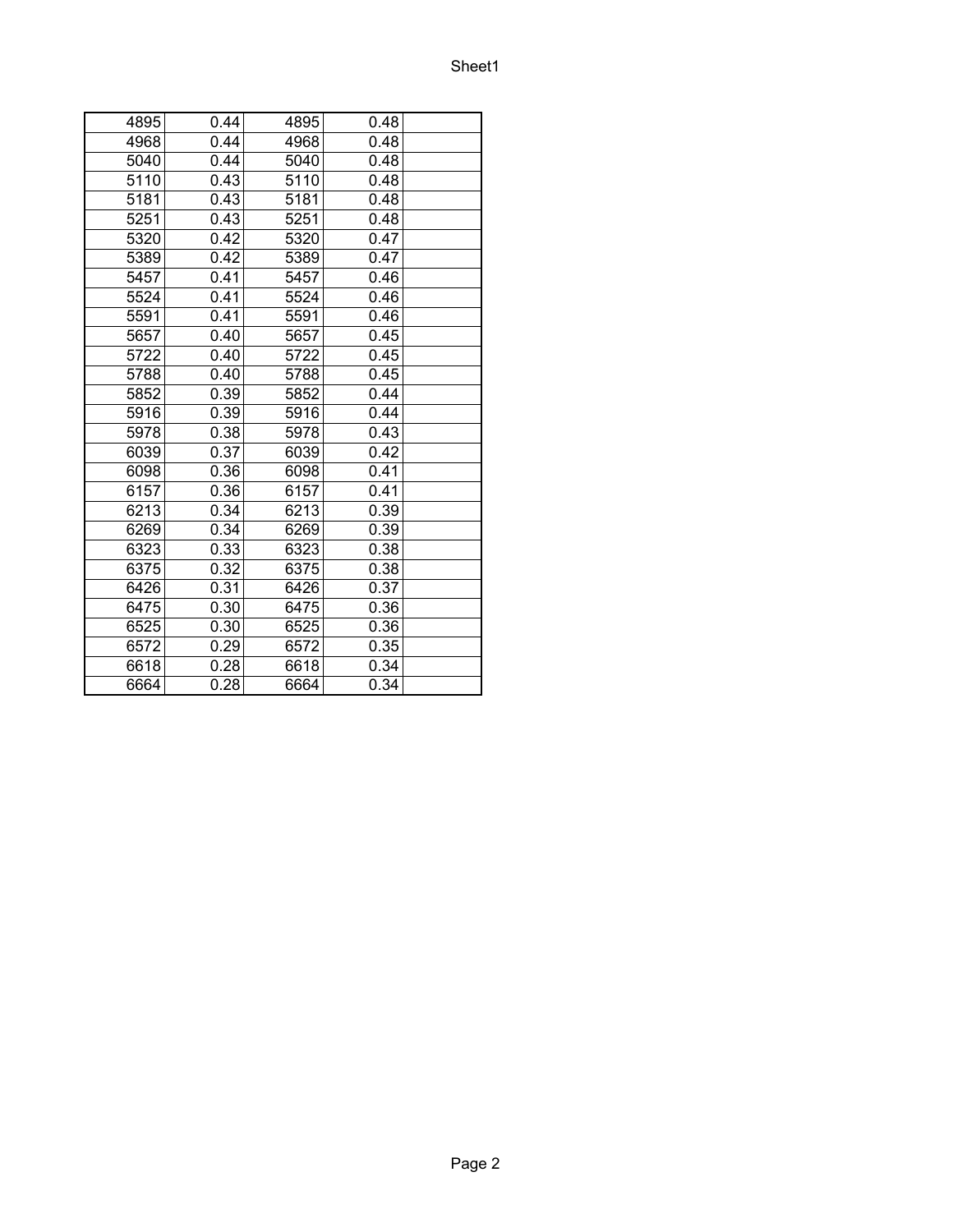| | | | | |
|---|---|---|---|---|
| 4895 | 0.44 | 4895 | 0.48 | |
| 4968 | 0.44 | 4968 | 0.48 | |
| 5040 | 0.44 | 5040 | 0.48 | |
| 5110 | 0.43 | 5110 | 0.48 | |
| 5181 | 0.43 | 5181 | 0.48 | |
| 5251 | 0.43 | 5251 | 0.48 | |
| 5320 | 0.42 | 5320 | 0.47 | |
| 5389 | 0.42 | 5389 | 0.47 | |
| 5457 | 0.41 | 5457 | 0.46 | |
| 5524 | 0.41 | 5524 | 0.46 | |
| 5591 | 0.41 | 5591 | 0.46 | |
| 5657 | 0.40 | 5657 | 0.45 | |
| 5722 | 0.40 | 5722 | 0.45 | |
| 5788 | 0.40 | 5788 | 0.45 | |
| 5852 | 0.39 | 5852 | 0.44 | |
| 5916 | 0.39 | 5916 | 0.44 | |
| 5978 | 0.38 | 5978 | 0.43 | |
| 6039 | 0.37 | 6039 | 0.42 | |
| 6098 | 0.36 | 6098 | 0.41 | |
| 6157 | 0.36 | 6157 | 0.41 | |
| 6213 | 0.34 | 6213 | 0.39 | |
| 6269 | 0.34 | 6269 | 0.39 | |
| 6323 | 0.33 | 6323 | 0.38 | |
| 6375 | 0.32 | 6375 | 0.38 | |
| 6426 | 0.31 | 6426 | 0.37 | |
| 6475 | 0.30 | 6475 | 0.36 | |
| 6525 | 0.30 | 6525 | 0.36 | |
| 6572 | 0.29 | 6572 | 0.35 | |
| 6618 | 0.28 | 6618 | 0.34 | |
| 6664 | 0.28 | 6664 | 0.34 | |